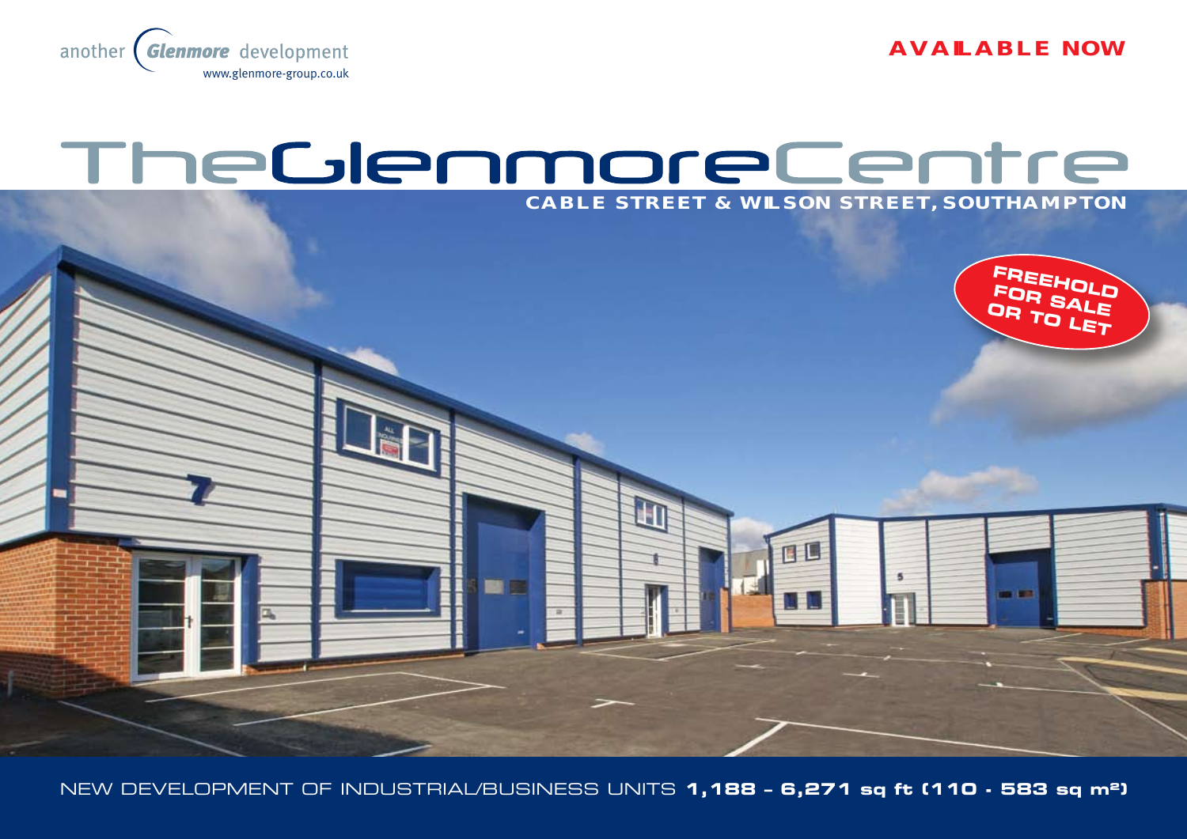another Glenmore development
www.glenmore-group.co.uk

AVAILABLE NOW

# The Glenmore Centre

## CABLE STREET & WILSON STREET, SOUTHAMPTON

FREEHOLD FOR SALE OR TO LET

NEW DEVELOPMENT OF INDUSTRIAL/BUSINESS UNITS **1,188 – 6,271 sq ft (110 - 583 sq m²)**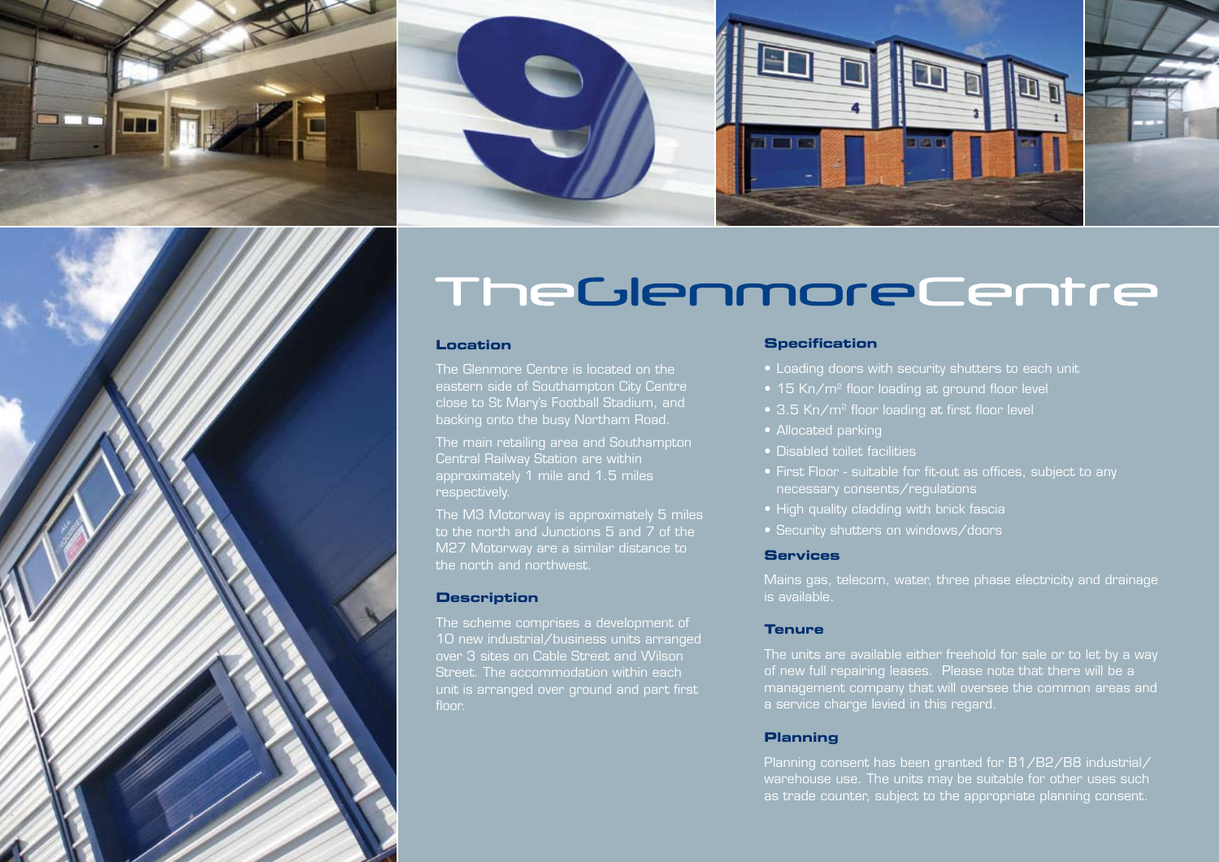# The Glenmore Centre

## Location

The Glenmore Centre is located on the eastern side of Southampton City Centre close to St Mary's Football Stadium, and backing onto the busy Northam Road.

The main retailing area and Southampton Central Railway Station are within approximately 1 mile and 1.5 miles respectively.

The M3 Motorway is approximately 5 miles to the north and Junctions 5 and 7 of the M27 Motorway are a similar distance to the north and northwest.

## Description

The scheme comprises a development of 10 new industrial/business units arranged over 3 sites on Cable Street and Wilson Street. The accommodation within each unit is arranged over ground and part first floor.

## Specification

- Loading doors with security shutters to each unit
- 15 Kn/m$^2$ floor loading at ground floor level
- 3.5 Kn/m$^2$ floor loading at first floor level
- Allocated parking
- Disabled toilet facilities
- First Floor - suitable for fit-out as offices, subject to any necessary consents/regulations
- High quality cladding with brick fascia
- Security shutters on windows/doors

## Services

Mains gas, telecom, water, three phase electricity and drainage is available.

## Tenure

The units are available either freehold for sale or to let by a way of new full repairing leases. Please note that there will be a management company that will oversee the common areas and a service charge levied in this regard.

## Planning

Planning consent has been granted for B1/B2/B8 industrial/warehouse use. The units may be suitable for other uses such as trade counter, subject to the appropriate planning consent.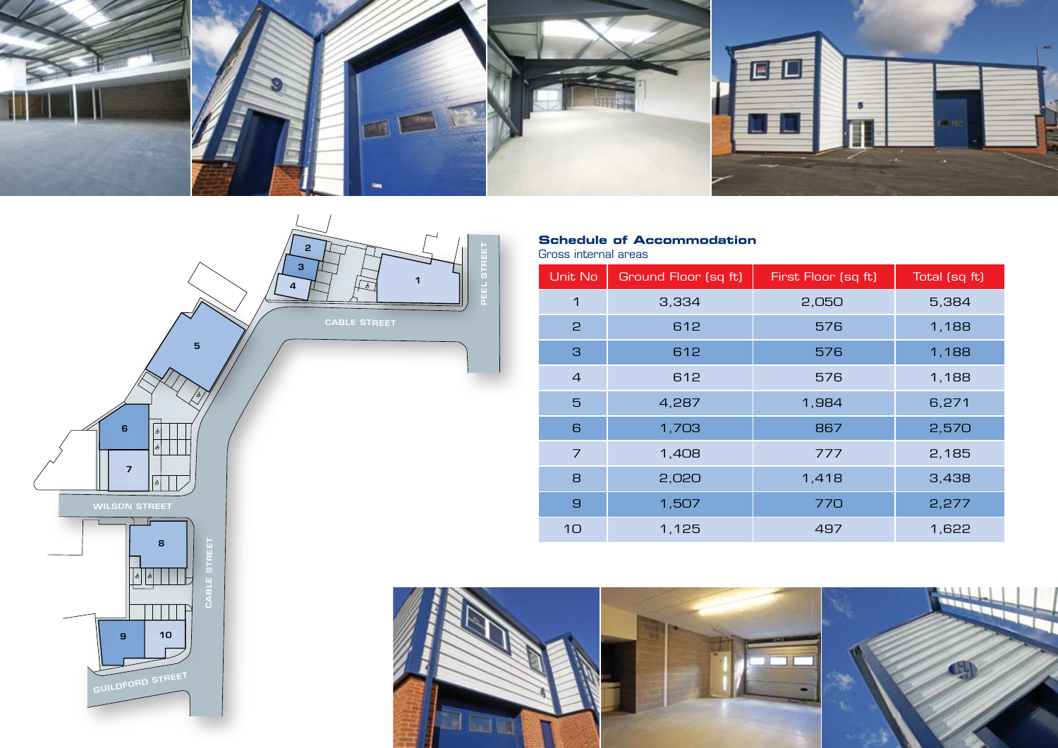## Schedule of Accommodation

Gross internal areas

| Unit No | Ground Floor (sq ft) | First Floor (sq ft) | Total (sq ft) |
|---|---|---|---|
| 1 | 3,334 | 2,050 | 5,384 |
| 2 | 612 | 576 | 1,188 |
| 3 | 612 | 576 | 1,188 |
| 4 | 612 | 576 | 1,188 |
| 5 | 4,287 | 1,984 | 6,271 |
| 6 | 1,703 | 867 | 2,570 |
| 7 | 1,408 | 777 | 2,185 |
| 8 | 2,020 | 1,418 | 3,438 |
| 9 | 1,507 | 770 | 2,277 |
| 10 | 1,125 | 497 | 1,622 |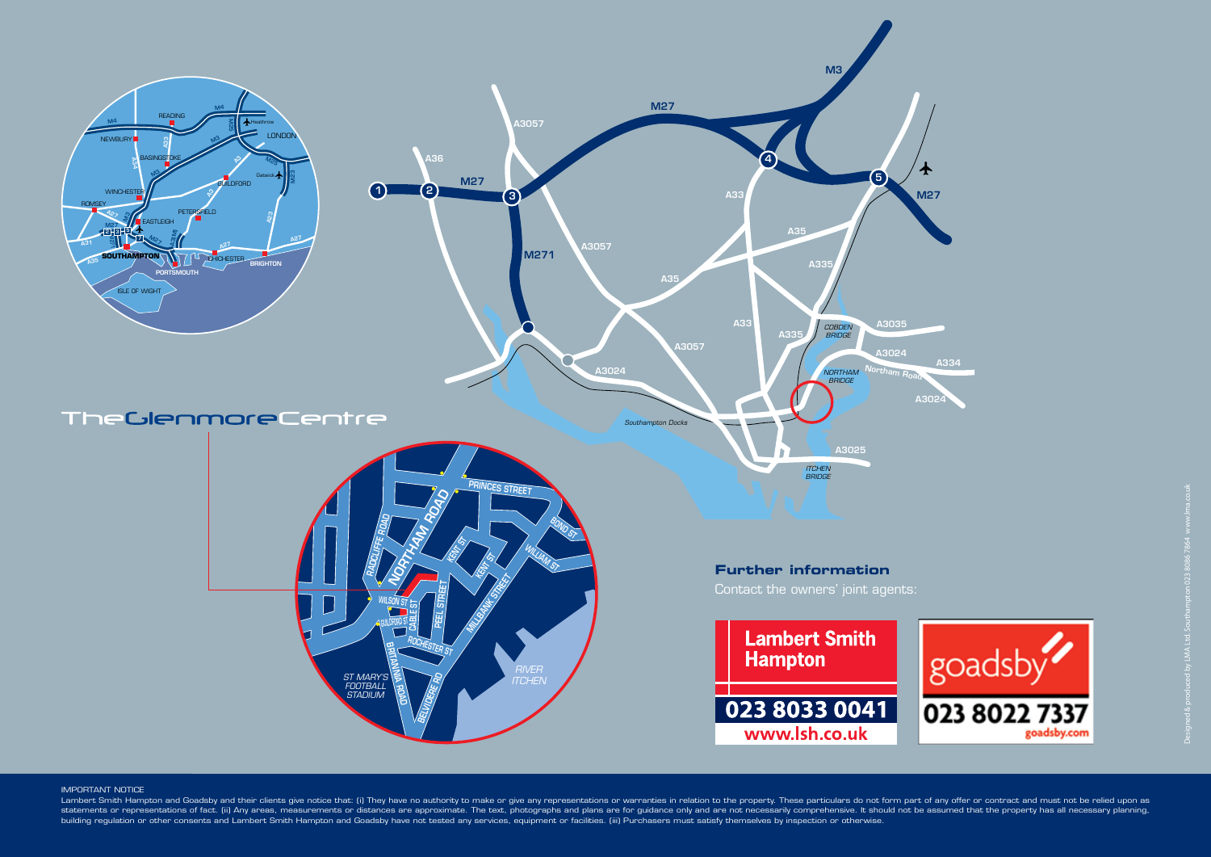TheGlenmoreCentre

### Further information

Contact the owners' joint agents:

**Lambert Smith Hampton**

**023 8033 0041**

**www.lsh.co.uk**

**goadsby**

**023 8022 7337**

**goadsby.com**

Designed & produced by LMA Ltd. Southampton 023 8086 7864 www.lma.co.uk

IMPORTANT NOTICE

Lambert Smith Hampton and Goadsby and their clients give notice that: (i) They have no authority to make or give any representations or warranties in relation to the property. These particulars do not form part of any offer or contract and must not be relied upon as statements or representations of fact. (ii) Any areas, measurements or distances are approximate. The text, photographs and plans are for guidance only and are not necessarily comprehensive. It should not be assumed that the property has all necessary planning, building regulation or other consents and Lambert Smith Hampton and Goadsby have not tested any services, equipment or facilities. (iii) Purchasers must satisfy themselves by inspection or otherwise.